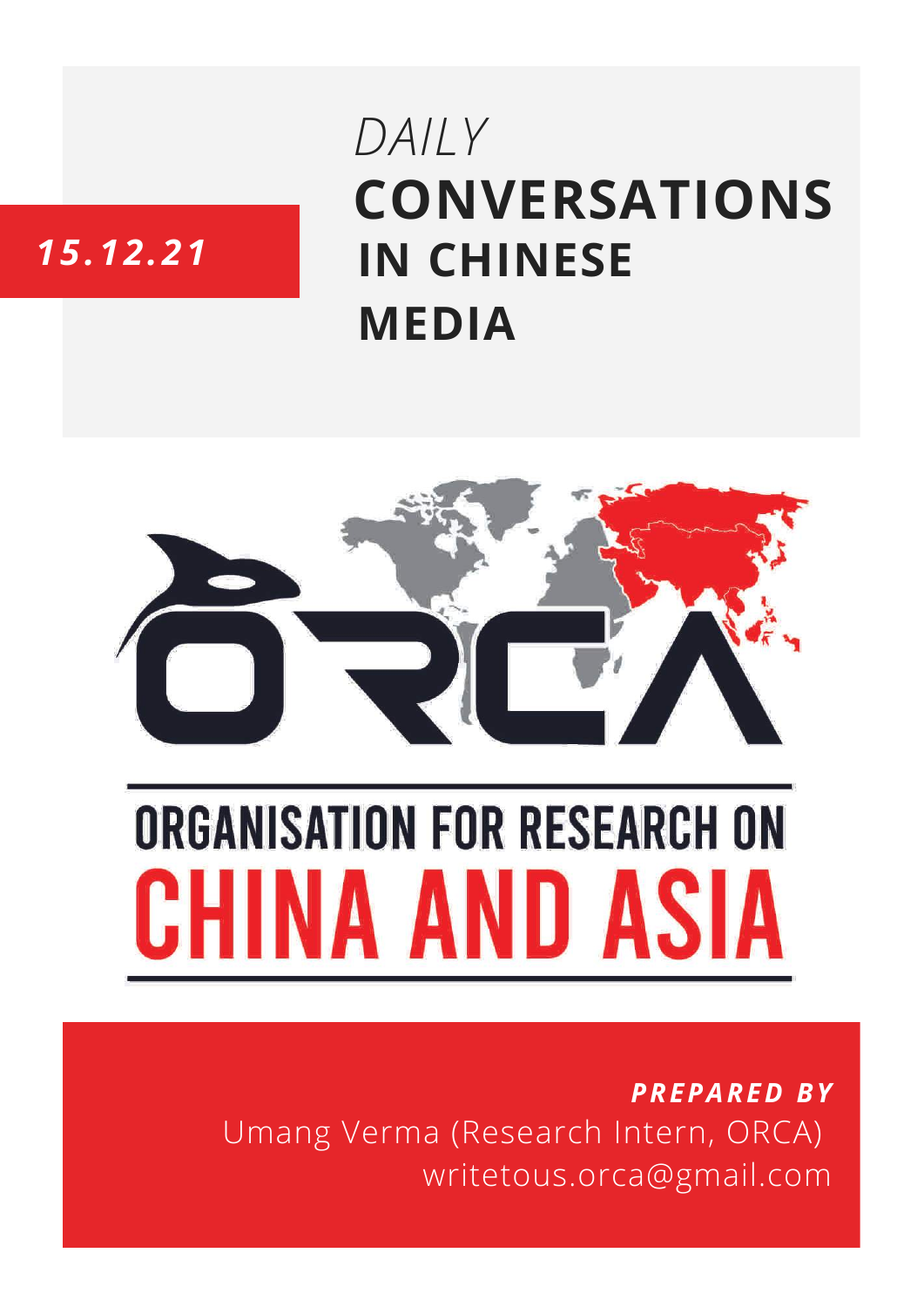*15.12.21*

# *DAILY* **CONVERSATIONS IN CHINESE MEDIA**

ORCA

## ORGANISATION FOR RESEARCH ON CHINA AND ASIA

***PREPARED BY***

Umang Verma (Research Intern, ORCA)

writetous.orca@gmail.com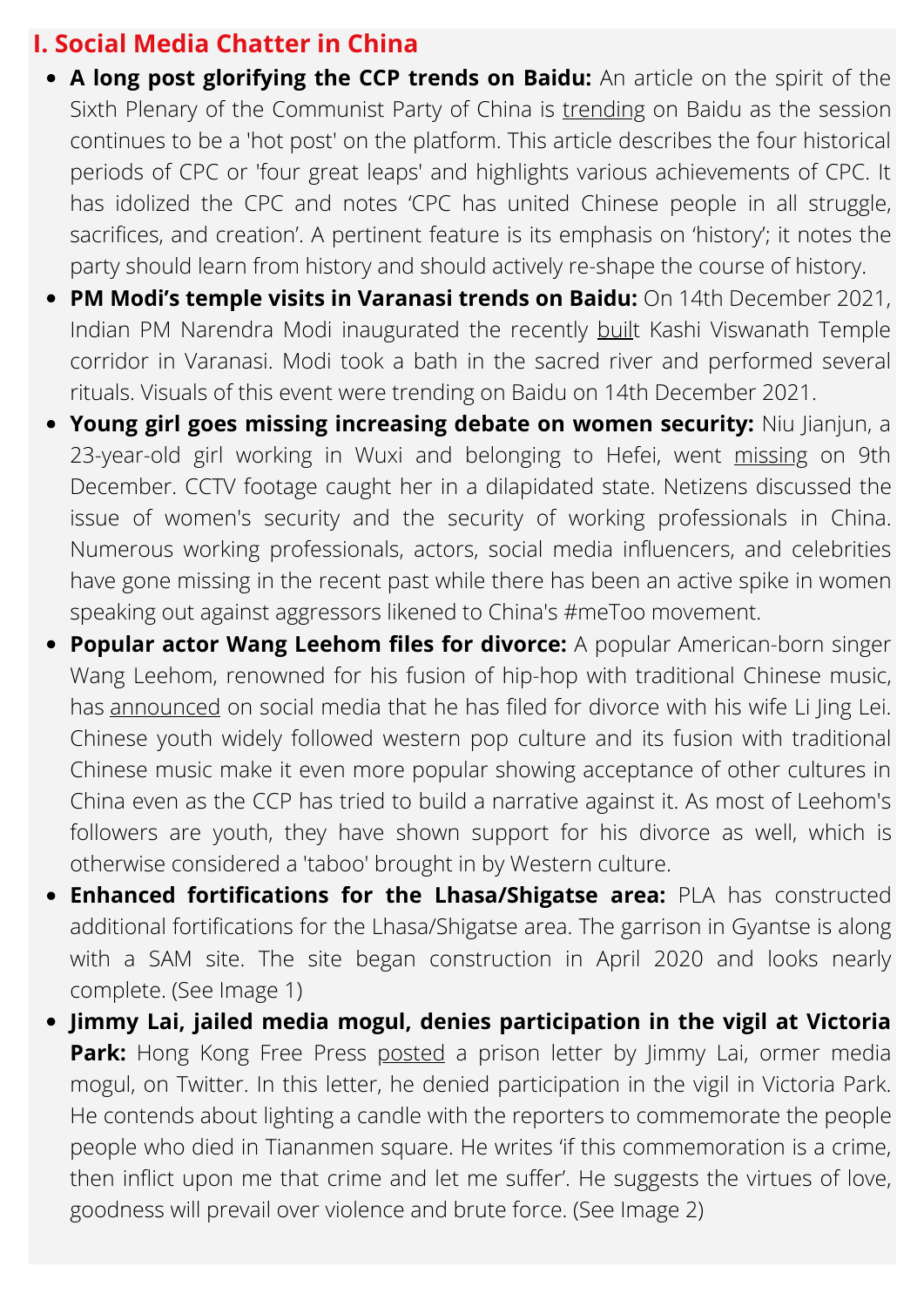## I. Social Media Chatter in China

- **A long post glorifying the CCP trends on Baidu:** An article on the spirit of the Sixth Plenary of the Communist Party of China is trending on Baidu as the session continues to be a 'hot post' on the platform. This article describes the four historical periods of CPC or 'four great leaps' and highlights various achievements of CPC. It has idolized the CPC and notes 'CPC has united Chinese people in all struggle, sacrifices, and creation'. A pertinent feature is its emphasis on 'history'; it notes the party should learn from history and should actively re-shape the course of history.
- **PM Modi's temple visits in Varanasi trends on Baidu:** On 14th December 2021, Indian PM Narendra Modi inaugurated the recently built Kashi Viswanath Temple corridor in Varanasi. Modi took a bath in the sacred river and performed several rituals. Visuals of this event were trending on Baidu on 14th December 2021.
- **Young girl goes missing increasing debate on women security:** Niu Jianjun, a 23-year-old girl working in Wuxi and belonging to Hefei, went missing on 9th December. CCTV footage caught her in a dilapidated state. Netizens discussed the issue of women's security and the security of working professionals in China. Numerous working professionals, actors, social media influencers, and celebrities have gone missing in the recent past while there has been an active spike in women speaking out against aggressors likened to China's #meToo movement.
- **Popular actor Wang Leehom files for divorce:** A popular American-born singer Wang Leehom, renowned for his fusion of hip-hop with traditional Chinese music, has announced on social media that he has filed for divorce with his wife Li Jing Lei. Chinese youth widely followed western pop culture and its fusion with traditional Chinese music make it even more popular showing acceptance of other cultures in China even as the CCP has tried to build a narrative against it. As most of Leehom's followers are youth, they have shown support for his divorce as well, which is otherwise considered a 'taboo' brought in by Western culture.
- **Enhanced fortifications for the Lhasa/Shigatse area:** PLA has constructed additional fortifications for the Lhasa/Shigatse area. The garrison in Gyantse is along with a SAM site. The site began construction in April 2020 and looks nearly complete. (See Image 1)
- **Jimmy Lai, jailed media mogul, denies participation in the vigil at Victoria Park:** Hong Kong Free Press posted a prison letter by Jimmy Lai, ormer media mogul, on Twitter. In this letter, he denied participation in the vigil in Victoria Park. He contends about lighting a candle with the reporters to commemorate the people people who died in Tiananmen square. He writes 'if this commemoration is a crime, then inflict upon me that crime and let me suffer'. He suggests the virtues of love, goodness will prevail over violence and brute force. (See Image 2)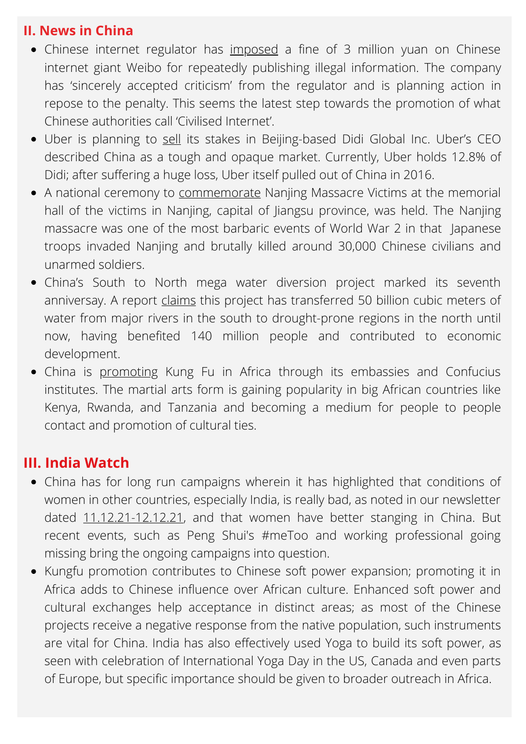## II. News in China

- Chinese internet regulator has imposed a fine of 3 million yuan on Chinese internet giant Weibo for repeatedly publishing illegal information. The company has 'sincerely accepted criticism' from the regulator and is planning action in repose to the penalty. This seems the latest step towards the promotion of what Chinese authorities call 'Civilised Internet'.
- Uber is planning to sell its stakes in Beijing-based Didi Global Inc. Uber's CEO described China as a tough and opaque market. Currently, Uber holds 12.8% of Didi; after suffering a huge loss, Uber itself pulled out of China in 2016.
- A national ceremony to commemorate Nanjing Massacre Victims at the memorial hall of the victims in Nanjing, capital of Jiangsu province, was held. The Nanjing massacre was one of the most barbaric events of World War 2 in that Japanese troops invaded Nanjing and brutally killed around 30,000 Chinese civilians and unarmed soldiers.
- China's South to North mega water diversion project marked its seventh anniversay. A report claims this project has transferred 50 billion cubic meters of water from major rivers in the south to drought-prone regions in the north until now, having benefited 140 million people and contributed to economic development.
- China is promoting Kung Fu in Africa through its embassies and Confucius institutes. The martial arts form is gaining popularity in big African countries like Kenya, Rwanda, and Tanzania and becoming a medium for people to people contact and promotion of cultural ties.

## III. India Watch

- China has for long run campaigns wherein it has highlighted that conditions of women in other countries, especially India, is really bad, as noted in our newsletter dated 11.12.21-12.12.21, and that women have better stanging in China. But recent events, such as Peng Shui's #meToo and working professional going missing bring the ongoing campaigns into question.
- Kungfu promotion contributes to Chinese soft power expansion; promoting it in Africa adds to Chinese influence over African culture. Enhanced soft power and cultural exchanges help acceptance in distinct areas; as most of the Chinese projects receive a negative response from the native population, such instruments are vital for China. India has also effectively used Yoga to build its soft power, as seen with celebration of International Yoga Day in the US, Canada and even parts of Europe, but specific importance should be given to broader outreach in Africa.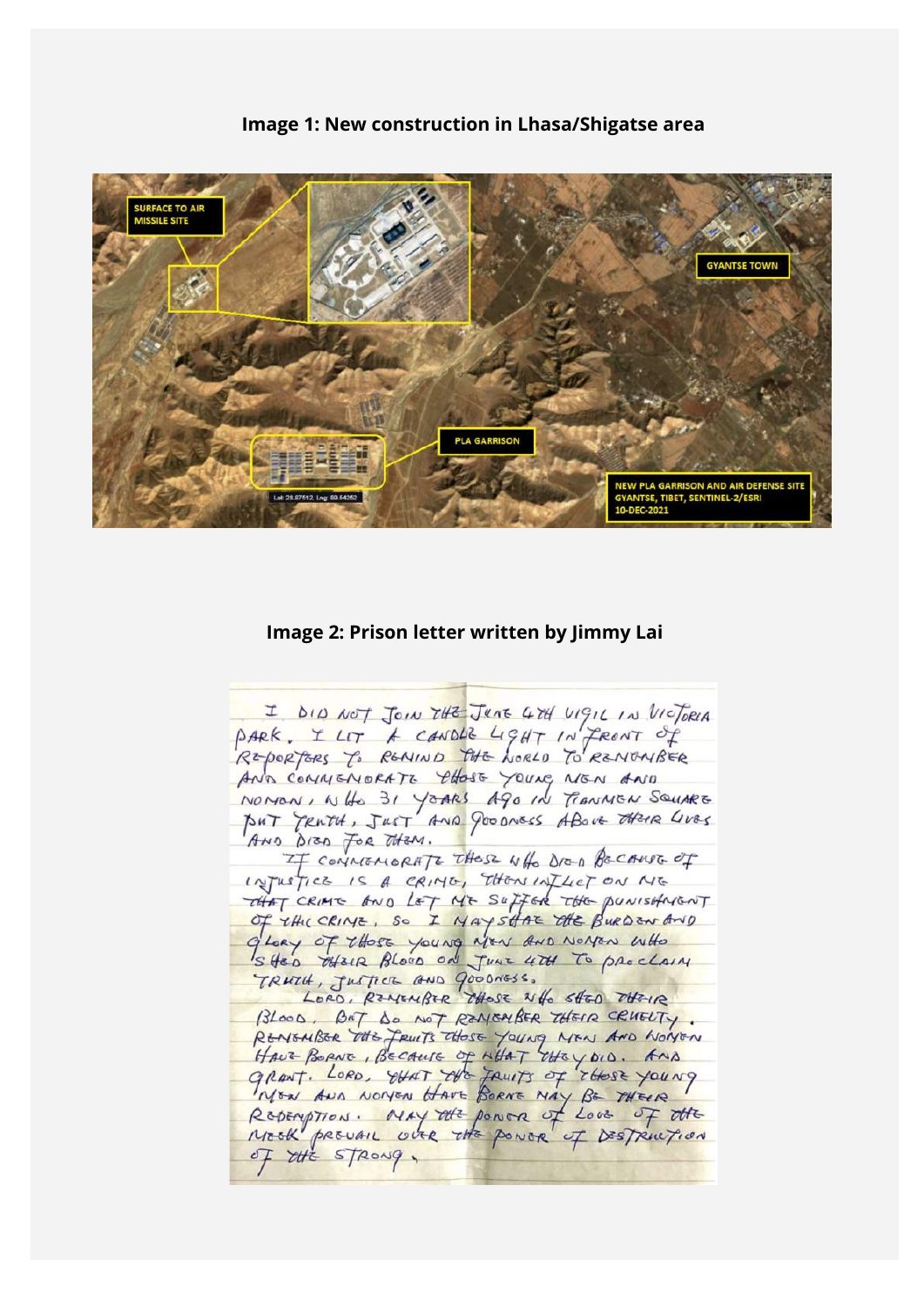**Image 1: New construction in Lhasa/Shigatse area**

SURFACE TO AIR MISSILE SITE

GYANTSE TOWN

PLA GARRISON

Lat: 28.87612, Lng: 89.54352

NEW PLA GARRISON AND AIR DEFENSE SITE
GYANTSE, TIBET, SENTINEL-2/ESRI
10-DEC-2021

**Image 2: Prison letter written by Jimmy Lai**

I DID NOT JOIN THE JUNE 4TH VIGIL IN VICTORIA PARK. I LIT A CANDLE LIGHT IN FRONT OF REPORTERS TO REMIND THE WORLD TO REMEMBER AND COMMEMORATE THOSE YOUNG MEN AND WOMEN, WHO 31 YEARS AGO IN TIANANMEN SQUARE PUT TRUTH, JUST AND GOODNESS ABOVE THEIR LIVES AND DIED FOR THEM.

IF COMMEMORATE THOSE WHO DIED BECAUSE OF INJUSTICE IS A CRIME, THEN INFLICT ON ME THAT CRIME AND LET ME SUFFER THE PUNISHMENT OF THIS CRIME, SO I MAY SHARE THE BURDEN AND GLORY OF THOSE YOUNG MEN AND WOMEN WHO SHED THEIR BLOOD ON JUNE 4TH TO PROCLAIM TRUTH, JUSTICE AND GOODNESS.

LORD, REMEMBER THOSE WHO SHED THEIR BLOOD, BUT DO NOT REMEMBER THEIR CRUELTY. REMEMBER THE FRUITS THOSE YOUNG MEN AND WOMEN HAVE BORNE, BECAUSE OF WHAT THEY DID. AND GRANT, LORD, THAT THE FRUITS OF THOSE YOUNG MEN AND WOMEN HAVE BORNE MAY BE THEIR REDEMPTION. MAY THE POWER OF LOVE OF THE MEEK PREVAIL OVER THE POWER OF DESTRUCTION OF THE STRONG.